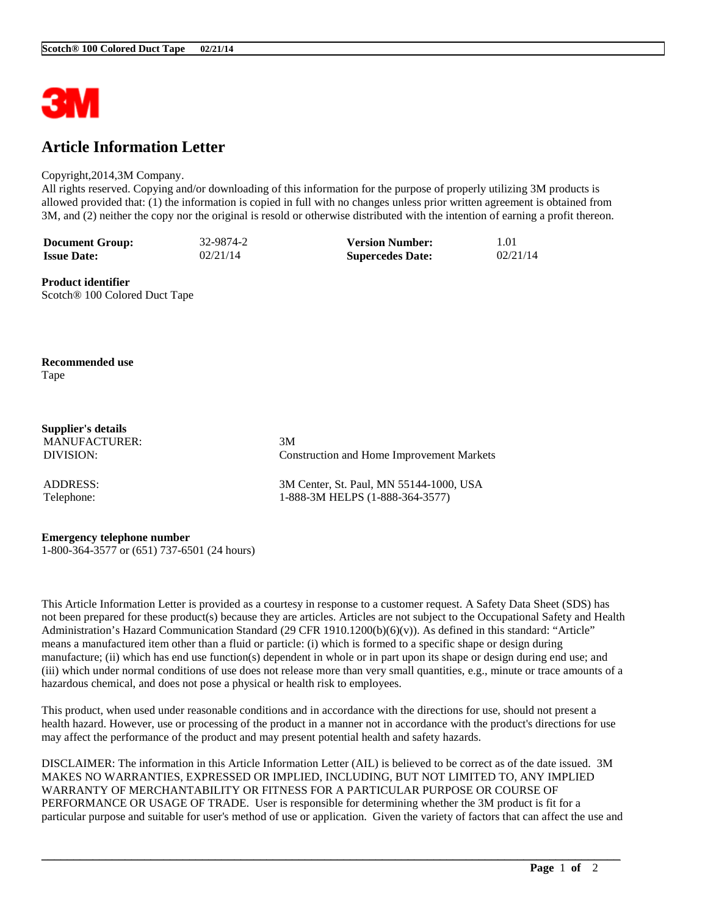# Article Information Letter

Copyright,2014,3M Company.
All rights reserved. Copying and/or downloading of this information for the purpose of properly utilizing 3M products is allowed provided that: (1) the information is copied in full with no changes unless prior written agreement is obtained from 3M, and (2) neither the copy nor the original is resold or otherwise distributed with the intention of earning a profit thereon.

| | | | |
|---|---|---|---|
| **Document Group:** | 32-9874-2 | **Version Number:** | 1.01 |
| **Issue Date:** | 02/21/14 | **Supercedes Date:** | 02/21/14 |

**Product identifier**
Scotch® 100 Colored Duct Tape

**Recommended use**
Tape

**Supplier's details**

| | |
|---|---|
| MANUFACTURER: | 3M |
| DIVISION: | Construction and Home Improvement Markets |
| ADDRESS: | 3M Center, St. Paul, MN 55144-1000, USA |
| Telephone: | 1-888-3M HELPS (1-888-364-3577) |

**Emergency telephone number**
1-800-364-3577 or (651) 737-6501 (24 hours)

This Article Information Letter is provided as a courtesy in response to a customer request. A Safety Data Sheet (SDS) has not been prepared for these product(s) because they are articles. Articles are not subject to the Occupational Safety and Health Administration's Hazard Communication Standard (29 CFR 1910.1200(b)(6)(v)). As defined in this standard: "Article" means a manufactured item other than a fluid or particle: (i) which is formed to a specific shape or design during manufacture; (ii) which has end use function(s) dependent in whole or in part upon its shape or design during end use; and (iii) which under normal conditions of use does not release more than very small quantities, e.g., minute or trace amounts of a hazardous chemical, and does not pose a physical or health risk to employees.

This product, when used under reasonable conditions and in accordance with the directions for use, should not present a health hazard. However, use or processing of the product in a manner not in accordance with the product's directions for use may affect the performance of the product and may present potential health and safety hazards.

DISCLAIMER: The information in this Article Information Letter (AIL) is believed to be correct as of the date issued. 3M MAKES NO WARRANTIES, EXPRESSED OR IMPLIED, INCLUDING, BUT NOT LIMITED TO, ANY IMPLIED WARRANTY OF MERCHANTABILITY OR FITNESS FOR A PARTICULAR PURPOSE OR COURSE OF PERFORMANCE OR USAGE OF TRADE. User is responsible for determining whether the 3M product is fit for a particular purpose and suitable for user's method of use or application. Given the variety of factors that can affect the use and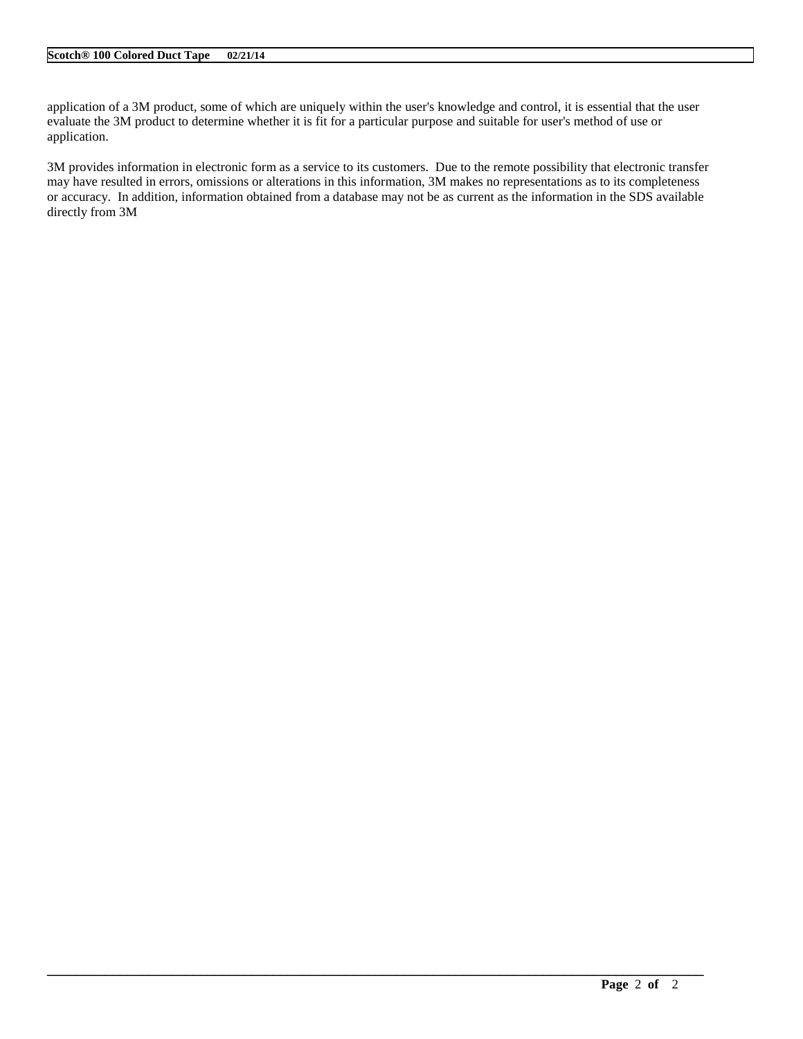application of a 3M product, some of which are uniquely within the user's knowledge and control, it is essential that the user evaluate the 3M product to determine whether it is fit for a particular purpose and suitable for user's method of use or application.

3M provides information in electronic form as a service to its customers. Due to the remote possibility that electronic transfer may have resulted in errors, omissions or alterations in this information, 3M makes no representations as to its completeness or accuracy. In addition, information obtained from a database may not be as current as the information in the SDS available directly from 3M